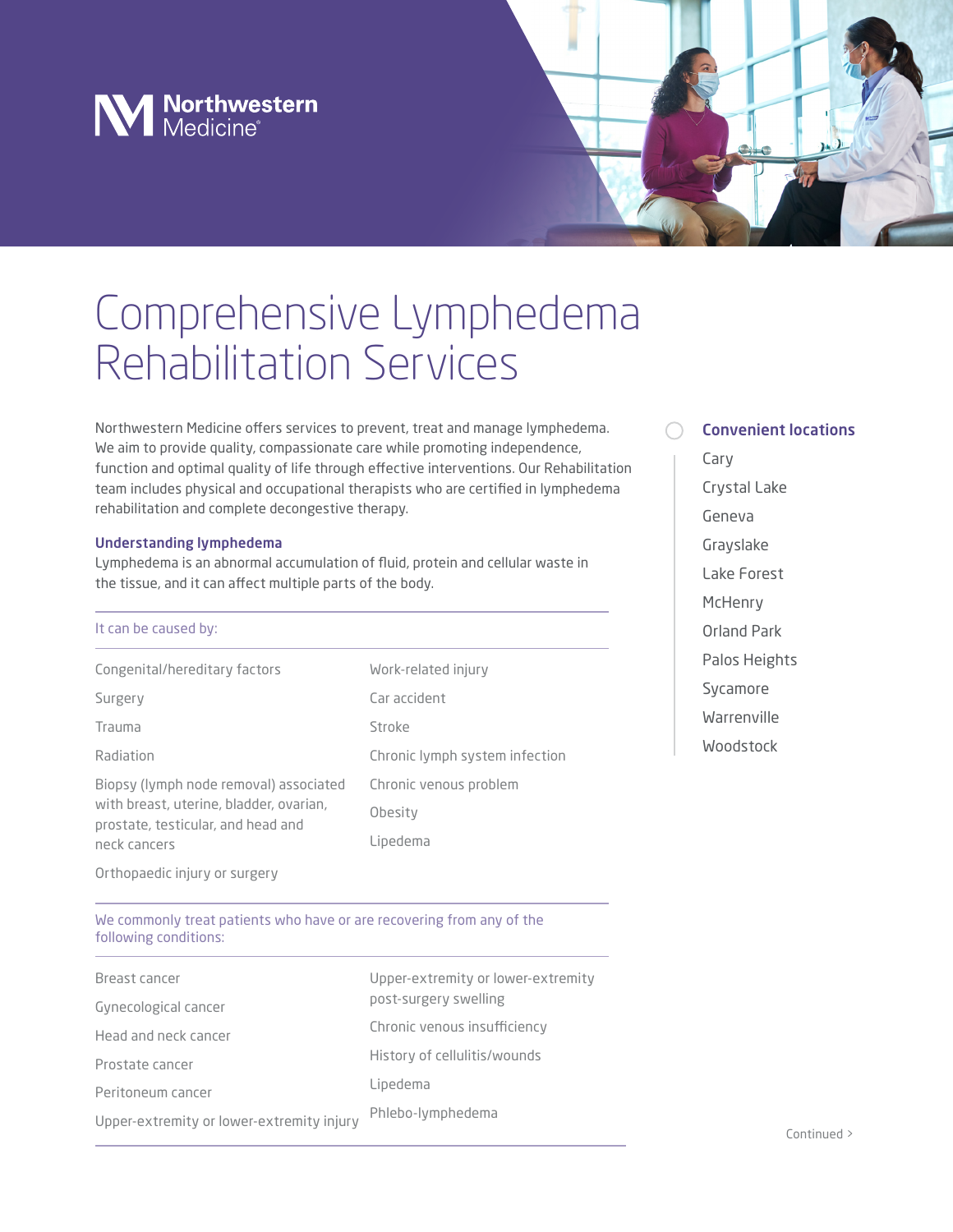Northwestern Medicine®

# Comprehensive Lymphedema Rehabilitation Services

Northwestern Medicine offers services to prevent, treat and manage lymphedema. We aim to provide quality, compassionate care while promoting independence, function and optimal quality of life through effective interventions. Our Rehabilitation team includes physical and occupational therapists who are certified in lymphedema rehabilitation and complete decongestive therapy.

### Understanding lymphedema

Lymphedema is an abnormal accumulation of fluid, protein and cellular waste in the tissue, and it can affect multiple parts of the body.

It can be caused by:

- Congenital/hereditary factors
- Surgery
- Trauma
- Radiation
- Biopsy (lymph node removal) associated with breast, uterine, bladder, ovarian, prostate, testicular, and head and neck cancers
- Orthopaedic injury or surgery
- Work-related injury
- Car accident
- Stroke
- Chronic lymph system infection
- Chronic venous problem
- Obesity
- Lipedema

We commonly treat patients who have or are recovering from any of the following conditions:

- Breast cancer
- Gynecological cancer
- Head and neck cancer
- Prostate cancer
- Peritoneum cancer
- Upper-extremity or lower-extremity injury
- Upper-extremity or lower-extremity post-surgery swelling
- Chronic venous insufficiency
- History of cellulitis/wounds
- Lipedema
- Phlebo-lymphedema

### Convenient locations

- Cary
- Crystal Lake
- Geneva
- Grayslake
- Lake Forest
- McHenry
- Orland Park
- Palos Heights
- Sycamore
- Warrenville
- Woodstock

Continued >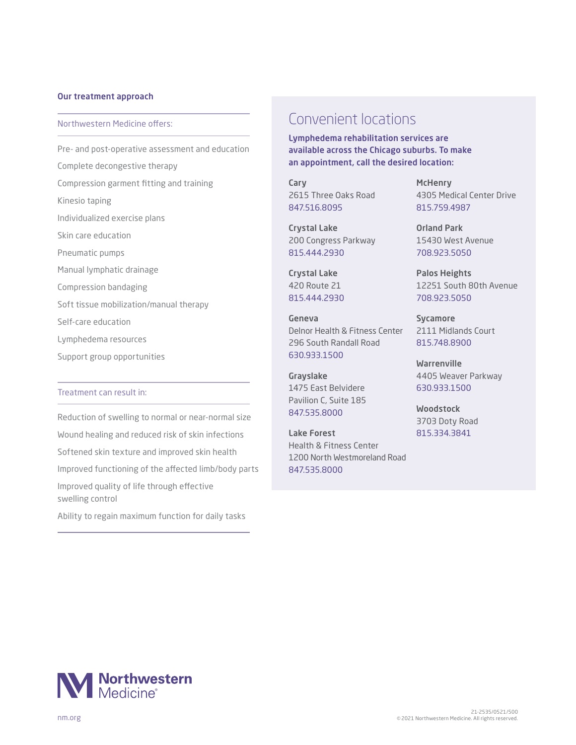## Our treatment approach

### Northwestern Medicine offers:

- Pre- and post-operative assessment and education
- Complete decongestive therapy
- Compression garment fitting and training
- Kinesio taping
- Individualized exercise plans
- Skin care education
- Pneumatic pumps
- Manual lymphatic drainage
- Compression bandaging
- Soft tissue mobilization/manual therapy
- Self-care education
- Lymphedema resources
- Support group opportunities

### Treatment can result in:

- Reduction of swelling to normal or near-normal size
- Wound healing and reduced risk of skin infections
- Softened skin texture and improved skin health
- Improved functioning of the affected limb/body parts
- Improved quality of life through effective swelling control
- Ability to regain maximum function for daily tasks

## Convenient locations

**Lymphedema rehabilitation services are available across the Chicago suburbs. To make an appointment, call the desired location:**

**Cary**
2615 Three Oaks Road
847.516.8095

**Crystal Lake**
200 Congress Parkway
815.444.2930

**Crystal Lake**
420 Route 21
815.444.2930

**Geneva**
Delnor Health & Fitness Center
296 South Randall Road
630.933.1500

**Grayslake**
1475 East Belvidere
Pavilion C, Suite 185
847.535.8000

**Lake Forest**
Health & Fitness Center
1200 North Westmoreland Road
847.535.8000

**McHenry**
4305 Medical Center Drive
815.759.4987

**Orland Park**
15430 West Avenue
708.923.5050

**Palos Heights**
12251 South 80th Avenue
708.923.5050

**Sycamore**
2111 Midlands Court
815.748.8900

**Warrenville**
4405 Weaver Parkway
630.933.1500

**Woodstock**
3703 Doty Road
815.334.3841

Northwestern Medicine®

nm.org

21-2535/0521/500
© 2021 Northwestern Medicine. All rights reserved.